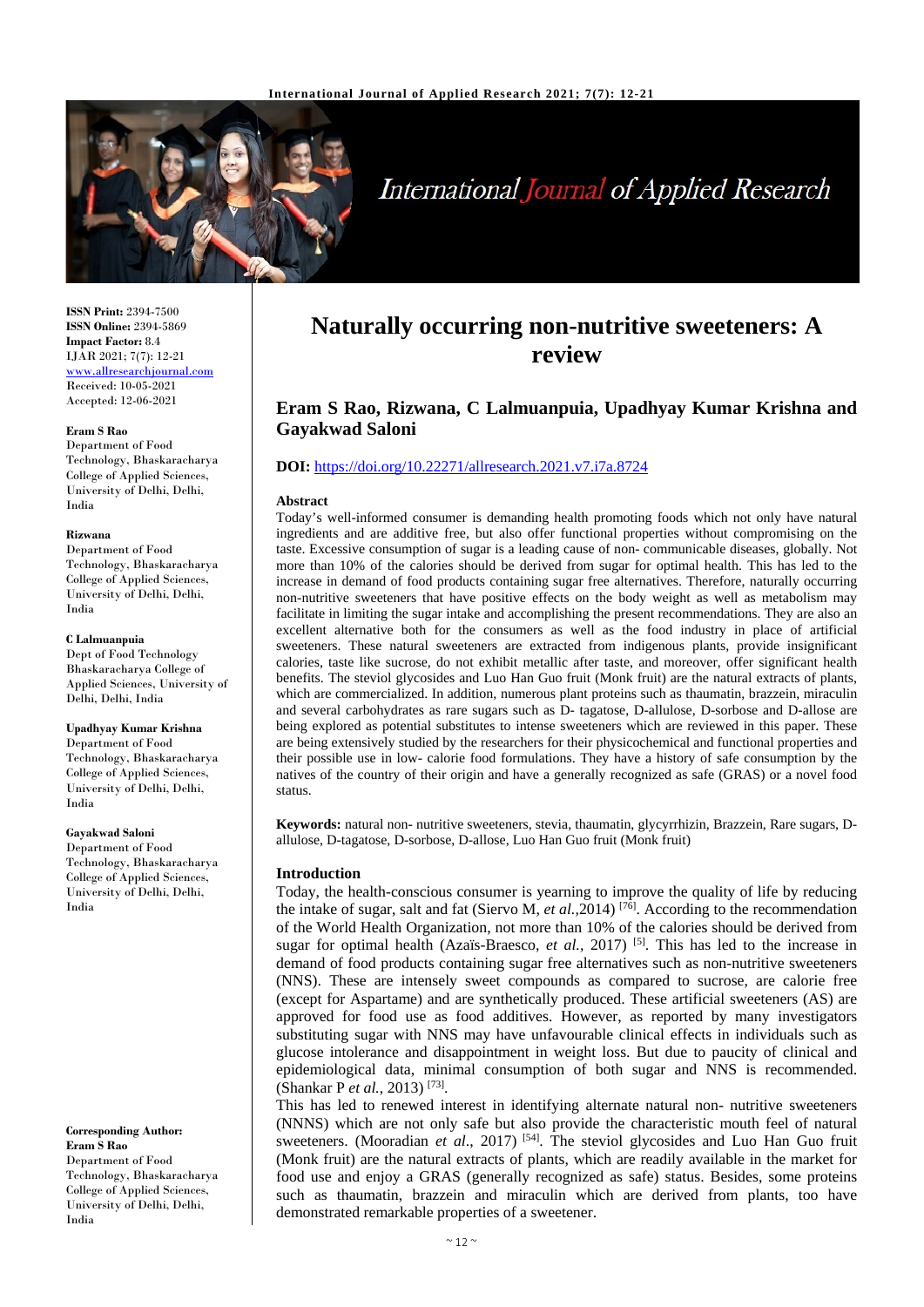# Naturally occurring non-nutritive sweeteners: A review

**Eram S Rao, Rizwana, C Lalmuanpuia, Upadhyay Kumar Krishna and Gayakwad Saloni**

**DOI:** https://doi.org/10.22271/allresearch.2021.v7.i7a.8724

**ISSN Print:** 2394-7500
**ISSN Online:** 2394-5869
**Impact Factor:** 8.4
IJAR 2021; 7(7): 12-21
www.allresearchjournal.com
Received: 10-05-2021
Accepted: 12-06-2021

**Eram S Rao**
Department of Food Technology, Bhaskaracharya College of Applied Sciences, University of Delhi, Delhi, India

**Rizwana**
Department of Food Technology, Bhaskaracharya College of Applied Sciences, University of Delhi, Delhi, India

**C Lalmuanpuia**
Dept of Food Technology Bhaskaracharya College of Applied Sciences, University of Delhi, Delhi, India

**Upadhyay Kumar Krishna**
Department of Food Technology, Bhaskaracharya College of Applied Sciences, University of Delhi, Delhi, India

**Gayakwad Saloni**
Department of Food Technology, Bhaskaracharya College of Applied Sciences, University of Delhi, Delhi, India

**Corresponding Author:**
**Eram S Rao**
Department of Food Technology, Bhaskaracharya College of Applied Sciences, University of Delhi, Delhi, India

### Abstract

Today's well-informed consumer is demanding health promoting foods which not only have natural ingredients and are additive free, but also offer functional properties without compromising on the taste. Excessive consumption of sugar is a leading cause of non- communicable diseases, globally. Not more than 10% of the calories should be derived from sugar for optimal health. This has led to the increase in demand of food products containing sugar free alternatives. Therefore, naturally occurring non-nutritive sweeteners that have positive effects on the body weight as well as metabolism may facilitate in limiting the sugar intake and accomplishing the present recommendations. They are also an excellent alternative both for the consumers as well as the food industry in place of artificial sweeteners. These natural sweeteners are extracted from indigenous plants, provide insignificant calories, taste like sucrose, do not exhibit metallic after taste, and moreover, offer significant health benefits. The steviol glycosides and Luo Han Guo fruit (Monk fruit) are the natural extracts of plants, which are commercialized. In addition, numerous plant proteins such as thaumatin, brazzein, miraculin and several carbohydrates as rare sugars such as D- tagatose, D-allulose, D-sorbose and D-allose are being explored as potential substitutes to intense sweeteners which are reviewed in this paper. These are being extensively studied by the researchers for their physicochemical and functional properties and their possible use in low- calorie food formulations. They have a history of safe consumption by the natives of the country of their origin and have a generally recognized as safe (GRAS) or a novel food status.

**Keywords:** natural non- nutritive sweeteners, stevia, thaumatin, glycyrrhizin, Brazzein, Rare sugars, D-allulose, D-tagatose, D-sorbose, D-allose, Luo Han Guo fruit (Monk fruit)

## Introduction

Today, the health-conscious consumer is yearning to improve the quality of life by reducing the intake of sugar, salt and fat (Siervo M, *et al.*,2014) [76]. According to the recommendation of the World Health Organization, not more than 10% of the calories should be derived from sugar for optimal health (Azaïs-Braesco, *et al.*, 2017) [5]. This has led to the increase in demand of food products containing sugar free alternatives such as non-nutritive sweeteners (NNS). These are intensely sweet compounds as compared to sucrose, are calorie free (except for Aspartame) and are synthetically produced. These artificial sweeteners (AS) are approved for food use as food additives. However, as reported by many investigators substituting sugar with NNS may have unfavourable clinical effects in individuals such as glucose intolerance and disappointment in weight loss. But due to paucity of clinical and epidemiological data, minimal consumption of both sugar and NNS is recommended. (Shankar P *et al.*, 2013) [73].

This has led to renewed interest in identifying alternate natural non- nutritive sweeteners (NNNS) which are not only safe but also provide the characteristic mouth feel of natural sweeteners. (Mooradian *et al.*, 2017) [54]. The steviol glycosides and Luo Han Guo fruit (Monk fruit) are the natural extracts of plants, which are readily available in the market for food use and enjoy a GRAS (generally recognized as safe) status. Besides, some proteins such as thaumatin, brazzein and miraculin which are derived from plants, too have demonstrated remarkable properties of a sweetener.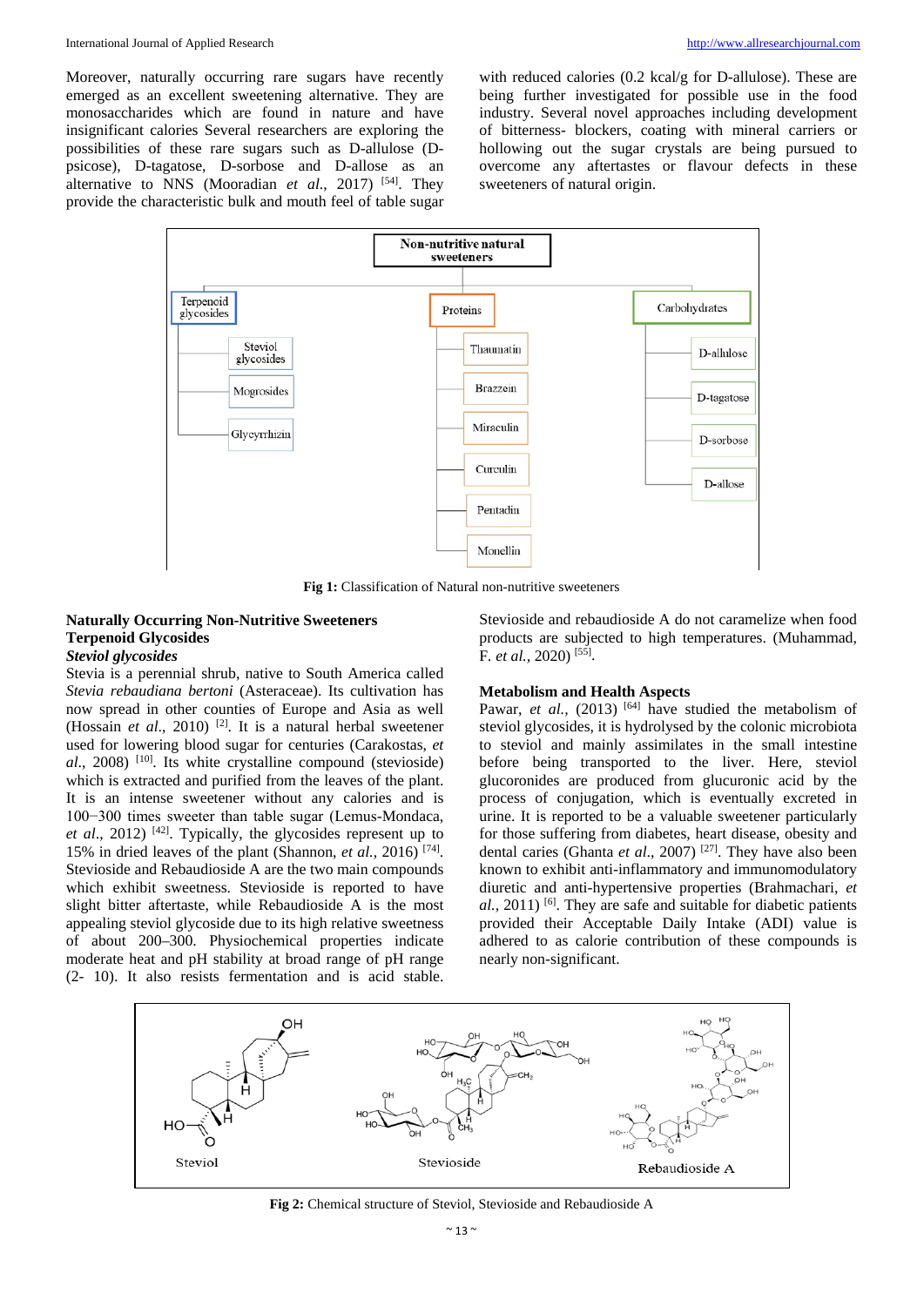Moreover, naturally occurring rare sugars have recently emerged as an excellent sweetening alternative. They are monosaccharides which are found in nature and have insignificant calories Several researchers are exploring the possibilities of these rare sugars such as D-allulose (D-psicose), D-tagatose, D-sorbose and D-allose as an alternative to NNS (Mooradian *et al*., 2017) [54]. They provide the characteristic bulk and mouth feel of table sugar with reduced calories (0.2 kcal/g for D-allulose). These are being further investigated for possible use in the food industry. Several novel approaches including development of bitterness- blockers, coating with mineral carriers or hollowing out the sugar crystals are being pursued to overcome any aftertastes or flavour defects in these sweeteners of natural origin.

Non-nutritive natural sweeteners

Terpenoid glycosides
Steviol glycosides
Mogrosides
Glycyrrhizin

Proteins
Thaumatin
Brazzein
Miraculin
Curculin
Pentadin
Monellin

Carbohydrates
D-allulose
D-tagatose
D-sorbose
D-allose

**Fig 1:** Classification of Natural non-nutritive sweeteners

## Naturally Occurring Non-Nutritive Sweeteners

### Terpenoid Glycosides

#### *Steviol glycosides*

Stevia is a perennial shrub, native to South America called *Stevia rebaudiana bertoni* (Asteraceae). Its cultivation has now spread in other counties of Europe and Asia as well (Hossain *et al*., 2010) [2]. It is a natural herbal sweetener used for lowering blood sugar for centuries (Carakostas, *et al*., 2008) [10]. Its white crystalline compound (stevioside) which is extracted and purified from the leaves of the plant. It is an intense sweetener without any calories and is 100−300 times sweeter than table sugar (Lemus-Mondaca, *et al*., 2012) [42]. Typically, the glycosides represent up to 15% in dried leaves of the plant (Shannon, *et al.,* 2016) [74]. Stevioside and Rebaudioside A are the two main compounds which exhibit sweetness. Stevioside is reported to have slight bitter aftertaste, while Rebaudioside A is the most appealing steviol glycoside due to its high relative sweetness of about 200–300. Physiochemical properties indicate moderate heat and pH stability at broad range of pH range (2- 10). It also resists fermentation and is acid stable. Stevioside and rebaudioside A do not caramelize when food products are subjected to high temperatures. (Muhammad, F. *et al.*, 2020) [55].

### Metabolism and Health Aspects

Pawar, *et al.*, (2013) [64] have studied the metabolism of steviol glycosides, it is hydrolysed by the colonic microbiota to steviol and mainly assimilates in the small intestine before being transported to the liver. Here, steviol glucoronides are produced from glucuronic acid by the process of conjugation, which is eventually excreted in urine. It is reported to be a valuable sweetener particularly for those suffering from diabetes, heart disease, obesity and dental caries (Ghanta *et al*., 2007) [27]. They have also been known to exhibit anti-inflammatory and immunomodulatory diuretic and anti-hypertensive properties (Brahmachari, *et al.*, 2011) [6]. They are safe and suitable for diabetic patients provided their Acceptable Daily Intake (ADI) value is adhered to as calorie contribution of these compounds is nearly non-significant.

Steviol

Stevioside

Rebaudioside A

**Fig 2:** Chemical structure of Steviol, Stevioside and Rebaudioside A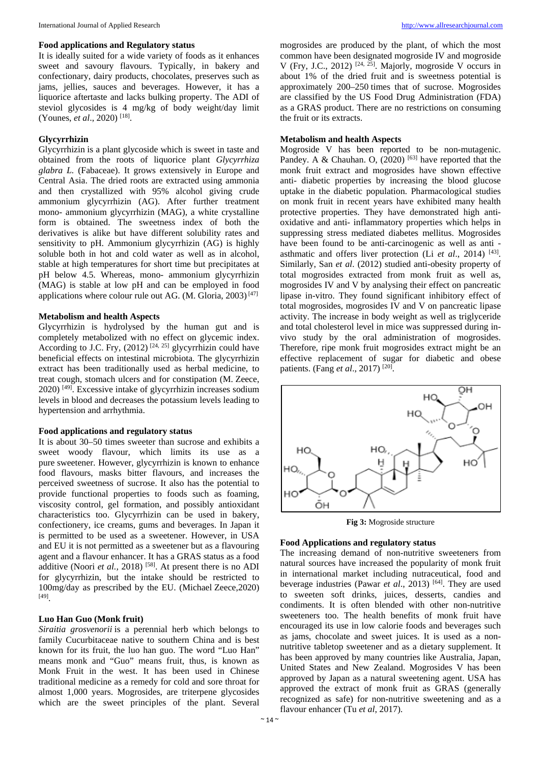#### Food applications and Regulatory status

It is ideally suited for a wide variety of foods as it enhances sweet and savoury flavours. Typically, in bakery and confectionary, dairy products, chocolates, preserves such as jams, jellies, sauces and beverages. However, it has a liquorice aftertaste and lacks bulking property. The ADI of steviol glycosides is 4 mg/kg of body weight/day limit (Younes, *et al*., 2020) [18].

#### Glycyrrhizin

Glycyrrhizin is a plant glycoside which is sweet in taste and obtained from the roots of liquorice plant *Glycyrrhiza glabra L.* (Fabaceae). It grows extensively in Europe and Central Asia. The dried roots are extracted using ammonia and then crystallized with 95% alcohol giving crude ammonium glycyrrhizin (AG). After further treatment mono- ammonium glycyrrhizin (MAG), a white crystalline form is obtained. The sweetness index of both the derivatives is alike but have different solubility rates and sensitivity to pH. Ammonium glycyrrhizin (AG) is highly soluble both in hot and cold water as well as in alcohol, stable at high temperatures for short time but precipitates at pH below 4.5. Whereas, mono- ammonium glycyrrhizin (MAG) is stable at low pH and can be employed in food applications where colour rule out AG. (M. Gloria, 2003) [47]

#### Metabolism and health Aspects

Glycyrrhizin is hydrolysed by the human gut and is completely metabolized with no effect on glycemic index. According to J.C. Fry, (2012) [24, 25] glycyrrhizin could have beneficial effects on intestinal microbiota. The glycyrrhizin extract has been traditionally used as herbal medicine, to treat cough, stomach ulcers and for constipation (M. Zeece, 2020) [49]. Excessive intake of glycyrrhizin increases sodium levels in blood and decreases the potassium levels leading to hypertension and arrhythmia.

#### Food applications and regulatory status

It is about 30–50 times sweeter than sucrose and exhibits a sweet woody flavour, which limits its use as a pure sweetener. However, glycyrrhizin is known to enhance food flavours, masks bitter flavours, and increases the perceived sweetness of sucrose. It also has the potential to provide functional properties to foods such as foaming, viscosity control, gel formation, and possibly antioxidant characteristics too. Glycyrrhizin can be used in bakery, confectionery, ice creams, gums and beverages. In Japan it is permitted to be used as a sweetener. However, in USA and EU it is not permitted as a sweetener but as a flavouring agent and a flavour enhancer. It has a GRAS status as a food additive (Noori *et al.*, 2018) [58]. At present there is no ADI for glycyrrhizin, but the intake should be restricted to 100mg/day as prescribed by the EU. (Michael Zeece,2020) [49].

#### Luo Han Guo (Monk fruit)

*Siraitia grosvenorii* is a perennial herb which belongs to family Cucurbitaceae native to southern China and is best known for its fruit, the luo han guo. The word "Luo Han" means monk and "Guo" means fruit, thus, is known as Monk Fruit in the west. It has been used in Chinese traditional medicine as a remedy for cold and sore throat for almost 1,000 years. Mogrosides, are triterpene glycosides which are the sweet principles of the plant. Several mogrosides are produced by the plant, of which the most common have been designated mogroside IV and mogroside V (Fry, J.C., 2012) [24, 25]. Majorly, mogroside V occurs in about 1% of the dried fruit and is sweetness potential is approximately 200–250 times that of sucrose. Mogrosides are classified by the US Food Drug Administration (FDA) as a GRAS product. There are no restrictions on consuming the fruit or its extracts.

#### Metabolism and health Aspects

Mogroside V has been reported to be non-mutagenic. Pandey. A & Chauhan. O, (2020) [63] have reported that the monk fruit extract and mogrosides have shown effective anti- diabetic properties by increasing the blood glucose uptake in the diabetic population. Pharmacological studies on monk fruit in recent years have exhibited many health protective properties. They have demonstrated high anti-oxidative and anti- inflammatory properties which helps in suppressing stress mediated diabetes mellitus. Mogrosides have been found to be anti-carcinogenic as well as anti - asthmatic and offers liver protection (Li *et al*., 2014) [43]. Similarly, San *et al*. (2012) studied anti-obesity property of total mogrosides extracted from monk fruit as well as, mogrosides IV and V by analysing their effect on pancreatic lipase in-vitro. They found significant inhibitory effect of total mogrosides, mogrosides IV and V on pancreatic lipase activity. The increase in body weight as well as triglyceride and total cholesterol level in mice was suppressed during in-vivo study by the oral administration of mogrosides. Therefore, ripe monk fruit mogrosides extract might be an effective replacement of sugar for diabetic and obese patients. (Fang *et al*., 2017) [20].

**Fig 3:** Mogroside structure

#### Food Applications and regulatory status

The increasing demand of non-nutritive sweeteners from natural sources have increased the popularity of monk fruit in international market including nutraceutical, food and beverage industries (Pawar *et al*., 2013) [64]. They are used to sweeten soft drinks, juices, desserts, candies and condiments. It is often blended with other non-nutritive sweeteners too. The health benefits of monk fruit have encouraged its use in low calorie foods and beverages such as jams, chocolate and sweet juices. It is used as a non-nutritive tabletop sweetener and as a dietary supplement. It has been approved by many countries like Australia, Japan, United States and New Zealand. Mogrosides V has been approved by Japan as a natural sweetening agent. USA has approved the extract of monk fruit as GRAS (generally recognized as safe) for non-nutritive sweetening and as a flavour enhancer (Tu *et al*, 2017).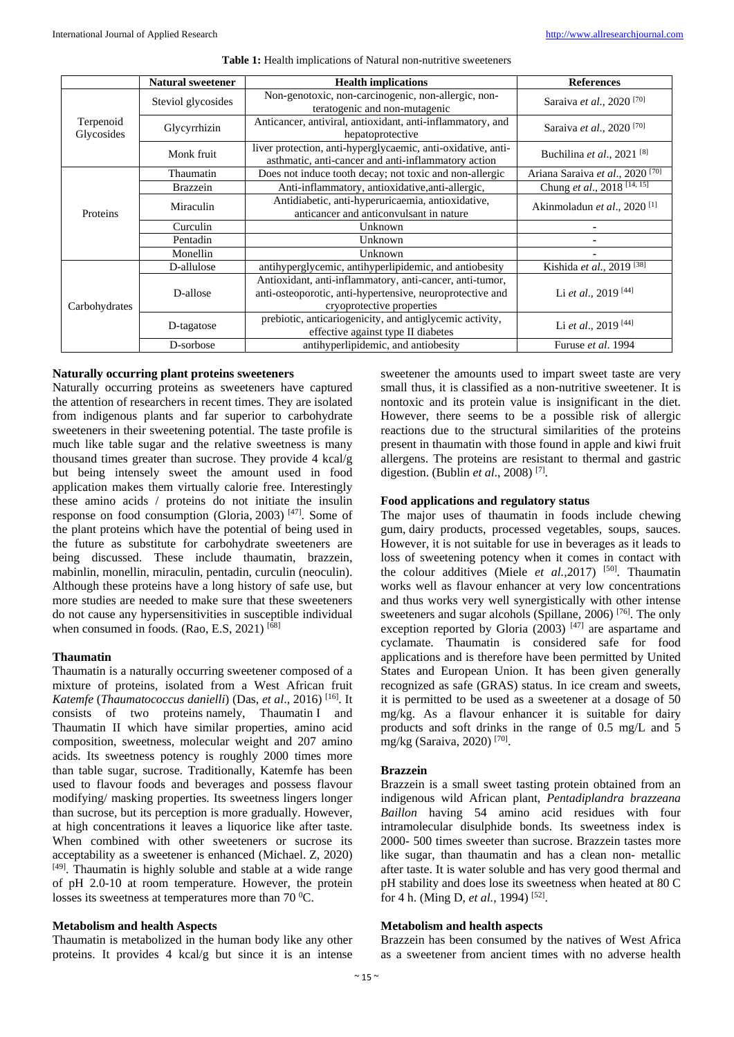**Table 1:** Health implications of Natural non-nutritive sweeteners

| | Natural sweetener | Health implications | References |
|---|---|---|---|
| Terpenoid Glycosides | Steviol glycosides | Non-genotoxic, non-carcinogenic, non-allergic, non-teratogenic and non-mutagenic | Saraiva *et al.*, 2020 [70] |
| | Glycyrrhizin | Anticancer, antiviral, antioxidant, anti-inflammatory, and hepatoprotective | Saraiva *et al.*, 2020 [70] |
| | Monk fruit | liver protection, anti-hyperglycaemic, anti-oxidative, anti-asthmatic, anti-cancer and anti-inflammatory action | Buchilina *et al.*, 2021 [8] |
| Proteins | Thaumatin | Does not induce tooth decay; not toxic and non-allergic | Ariana Saraiva *et al.*, 2020 [70] |
| | Brazzein | Anti-inflammatory, antioxidative,anti-allergic, | Chung *et al.*, 2018 [14, 15] |
| | Miraculin | Antidiabetic, anti-hyperuricaemia, antioxidative, anticancer and anticonvulsant in nature | Akinmoladun *et al.*, 2020 [1] |
| | Curculin | Unknown | - |
| | Pentadin | Unknown | - |
| | Monellin | Unknown | - |
| Carbohydrates | D-allulose | antihyperglycemic, antihyperlipidemic, and antiobesity | Kishida *et al.*, 2019 [38] |
| | D-allose | Antioxidant, anti-inflammatory, anti-cancer, anti-tumor, anti-osteoporotic, anti-hypertensive, neuroprotective and cryoprotective properties | Li *et al.*, 2019 [44] |
| | D-tagatose | prebiotic, anticariogenicity, and antiglycemic activity, effective against type II diabetes | Li *et al.*, 2019 [44] |
| | D-sorbose | antihyperlipidemic, and antiobesity | Furuse *et al.* 1994 |

### Naturally occurring plant proteins sweeteners

Naturally occurring proteins as sweeteners have captured the attention of researchers in recent times. They are isolated from indigenous plants and far superior to carbohydrate sweeteners in their sweetening potential. The taste profile is much like table sugar and the relative sweetness is many thousand times greater than sucrose. They provide 4 kcal/g but being intensely sweet the amount used in food application makes them virtually calorie free. Interestingly these amino acids / proteins do not initiate the insulin response on food consumption (Gloria, 2003) [47]. Some of the plant proteins which have the potential of being used in the future as substitute for carbohydrate sweeteners are being discussed. These include thaumatin, brazzein, mabinlin, monellin, miraculin, pentadin, curculin (neoculin). Although these proteins have a long history of safe use, but more studies are needed to make sure that these sweeteners do not cause any hypersensitivities in susceptible individual when consumed in foods. (Rao, E.S, 2021) [68]

### Thaumatin

Thaumatin is a naturally occurring sweetener composed of a mixture of proteins, isolated from a West African fruit *Katemfe* (*Thaumatococcus danielli*) (Das, *et al*., 2016) [16]. It consists of two proteins namely, Thaumatin I and Thaumatin II which have similar properties, amino acid composition, sweetness, molecular weight and 207 amino acids. Its sweetness potency is roughly 2000 times more than table sugar, sucrose. Traditionally, Katemfe has been used to flavour foods and beverages and possess flavour modifying/ masking properties. Its sweetness lingers longer than sucrose, but its perception is more gradually. However, at high concentrations it leaves a liquorice like after taste. When combined with other sweeteners or sucrose its acceptability as a sweetener is enhanced (Michael. Z, 2020) [49]. Thaumatin is highly soluble and stable at a wide range of pH 2.0-10 at room temperature. However, the protein losses its sweetness at temperatures more than 70 $^0$C.

### Metabolism and health Aspects

Thaumatin is metabolized in the human body like any other proteins. It provides 4 kcal/g but since it is an intense sweetener the amounts used to impart sweet taste are very small thus, it is classified as a non-nutritive sweetener. It is nontoxic and its protein value is insignificant in the diet. However, there seems to be a possible risk of allergic reactions due to the structural similarities of the proteins present in thaumatin with those found in apple and kiwi fruit allergens. The proteins are resistant to thermal and gastric digestion. (Bublin *et al*., 2008) [7].

### Food applications and regulatory status

The major uses of thaumatin in foods include chewing gum, dairy products, processed vegetables, soups, sauces. However, it is not suitable for use in beverages as it leads to loss of sweetening potency when it comes in contact with the colour additives (Miele *et al.*,2017) [50]. Thaumatin works well as flavour enhancer at very low concentrations and thus works very well synergistically with other intense sweeteners and sugar alcohols (Spillane, 2006) [76]. The only exception reported by Gloria (2003) [47] are aspartame and cyclamate. Thaumatin is considered safe for food applications and is therefore have been permitted by United States and European Union. It has been given generally recognized as safe (GRAS) status. In ice cream and sweets, it is permitted to be used as a sweetener at a dosage of 50 mg/kg. As a flavour enhancer it is suitable for dairy products and soft drinks in the range of 0.5 mg/L and 5 mg/kg (Saraiva, 2020) [70].

### Brazzein

Brazzein is a small sweet tasting protein obtained from an indigenous wild African plant, *Pentadiplandra brazzeana Baillon* having 54 amino acid residues with four intramolecular disulphide bonds. Its sweetness index is 2000- 500 times sweeter than sucrose. Brazzein tastes more like sugar, than thaumatin and has a clean non- metallic after taste. It is water soluble and has very good thermal and pH stability and does lose its sweetness when heated at 80 C for 4 h. (Ming D, *et al.,* 1994) [52].

### Metabolism and health aspects

Brazzein has been consumed by the natives of West Africa as a sweetener from ancient times with no adverse health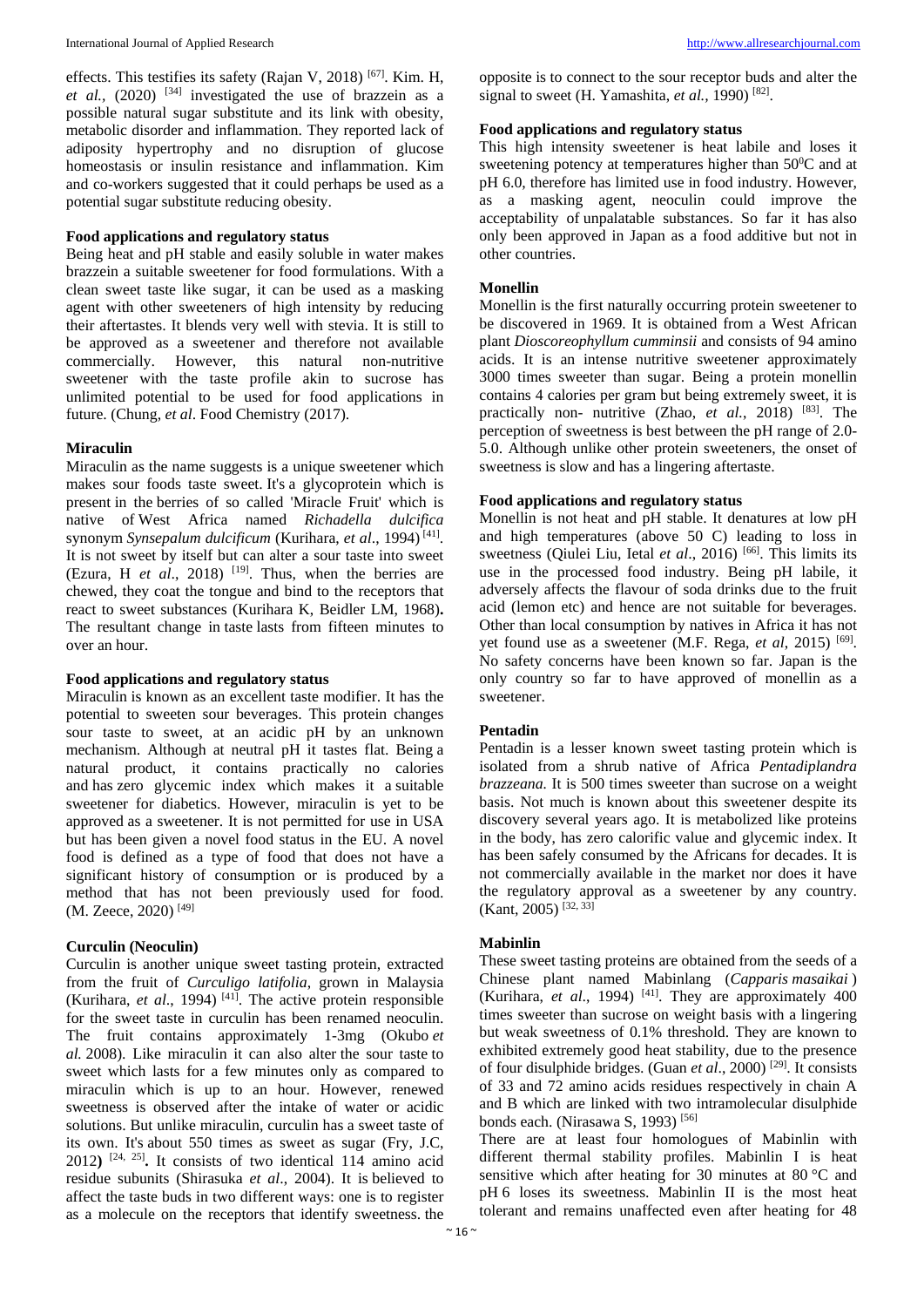effects. This testifies its safety (Rajan V, 2018) [67]. Kim. H, *et al.,* (2020) [34] investigated the use of brazzein as a possible natural sugar substitute and its link with obesity, metabolic disorder and inflammation. They reported lack of adiposity hypertrophy and no disruption of glucose homeostasis or insulin resistance and inflammation. Kim and co-workers suggested that it could perhaps be used as a potential sugar substitute reducing obesity.

**Food applications and regulatory status**

Being heat and pH stable and easily soluble in water makes brazzein a suitable sweetener for food formulations. With a clean sweet taste like sugar, it can be used as a masking agent with other sweeteners of high intensity by reducing their aftertastes. It blends very well with stevia. It is still to be approved as a sweetener and therefore not available commercially. However, this natural non-nutritive sweetener with the taste profile akin to sucrose has unlimited potential to be used for food applications in future. (Chung, *et al*. Food Chemistry (2017).

**Miraculin**

Miraculin as the name suggests is a unique sweetener which makes sour foods taste sweet. It's a glycoprotein which is present in the berries of so called 'Miracle Fruit' which is native of West Africa named *Richadella dulcifica* synonym *Synsepalum dulcificum* (Kurihara, *et al*., 1994) [41]. It is not sweet by itself but can alter a sour taste into sweet (Ezura, H *et al*., 2018) [19]. Thus, when the berries are chewed, they coat the tongue and bind to the receptors that react to sweet substances (Kurihara K, Beidler LM, 1968). The resultant change in taste lasts from fifteen minutes to over an hour.

**Food applications and regulatory status**

Miraculin is known as an excellent taste modifier. It has the potential to sweeten sour beverages. This protein changes sour taste to sweet, at an acidic pH by an unknown mechanism. Although at neutral pH it tastes flat. Being a natural product, it contains practically no calories and has zero glycemic index which makes it a suitable sweetener for diabetics. However, miraculin is yet to be approved as a sweetener. It is not permitted for use in USA but has been given a novel food status in the EU. A novel food is defined as a type of food that does not have a significant history of consumption or is produced by a method that has not been previously used for food. (M. Zeece, 2020) [49]

**Curculin (Neoculin)**

Curculin is another unique sweet tasting protein, extracted from the fruit of *Curculigo latifolia*, grown in Malaysia (Kurihara, *et al*., 1994) [41]. The active protein responsible for the sweet taste in curculin has been renamed neoculin. The fruit contains approximately 1-3mg (Okubo *et al.* 2008). Like miraculin it can also alter the sour taste to sweet which lasts for a few minutes only as compared to miraculin which is up to an hour. However, renewed sweetness is observed after the intake of water or acidic solutions. But unlike miraculin, curculin has a sweet taste of its own. It's about 550 times as sweet as sugar (Fry, J.C, 2012) [24, 25]. It consists of two identical 114 amino acid residue subunits (Shirasuka *et al*., 2004). It is believed to affect the taste buds in two different ways: one is to register as a molecule on the receptors that identify sweetness. the opposite is to connect to the sour receptor buds and alter the signal to sweet (H. Yamashita, *et al.*, 1990) [82].

**Food applications and regulatory status**

This high intensity sweetener is heat labile and loses it sweetening potency at temperatures higher than $50^0$C and at pH 6.0, therefore has limited use in food industry. However, as a masking agent, neoculin could improve the acceptability of unpalatable substances. So far it has also only been approved in Japan as a food additive but not in other countries.

**Monellin**

Monellin is the first naturally occurring protein sweetener to be discovered in 1969. It is obtained from a West African plant *Dioscoreophyllum cumminsii* and consists of 94 amino acids. It is an intense nutritive sweetener approximately 3000 times sweeter than sugar. Being a protein monellin contains 4 calories per gram but being extremely sweet, it is practically non- nutritive (Zhao, *et al.*, 2018) [83]. The perception of sweetness is best between the pH range of 2.0-5.0. Although unlike other protein sweeteners, the onset of sweetness is slow and has a lingering aftertaste.

**Food applications and regulatory status**

Monellin is not heat and pH stable. It denatures at low pH and high temperatures (above 50 C) leading to loss in sweetness (Qiulei Liu, Ietal *et al*., 2016) [66]. This limits its use in the processed food industry. Being pH labile, it adversely affects the flavour of soda drinks due to the fruit acid (lemon etc) and hence are not suitable for beverages. Other than local consumption by natives in Africa it has not yet found use as a sweetener (M.F. Rega, *et al*, 2015) [69]. No safety concerns have been known so far. Japan is the only country so far to have approved of monellin as a sweetener.

**Pentadin**

Pentadin is a lesser known sweet tasting protein which is isolated from a shrub native of Africa *Pentadiplandra brazzeana.* It is 500 times sweeter than sucrose on a weight basis. Not much is known about this sweetener despite its discovery several years ago. It is metabolized like proteins in the body, has zero calorific value and glycemic index. It has been safely consumed by the Africans for decades. It is not commercially available in the market nor does it have the regulatory approval as a sweetener by any country. (Kant, 2005) [32, 33]

**Mabinlin**

These sweet tasting proteins are obtained from the seeds of a Chinese plant named Mabinlang (*Capparis masaikai* ) (Kurihara, *et al*., 1994) [41]. They are approximately 400 times sweeter than sucrose on weight basis with a lingering but weak sweetness of 0.1% threshold. They are known to exhibited extremely good heat stability, due to the presence of four disulphide bridges. (Guan *et al*., 2000) [29]. It consists of 33 and 72 amino acids residues respectively in chain A and B which are linked with two intramolecular disulphide bonds each. (Nirasawa S, 1993) [56]

There are at least four homologues of Mabinlin with different thermal stability profiles. Mabinlin I is heat sensitive which after heating for 30 minutes at 80 °C and pH 6 loses its sweetness. Mabinlin II is the most heat tolerant and remains unaffected even after heating for 48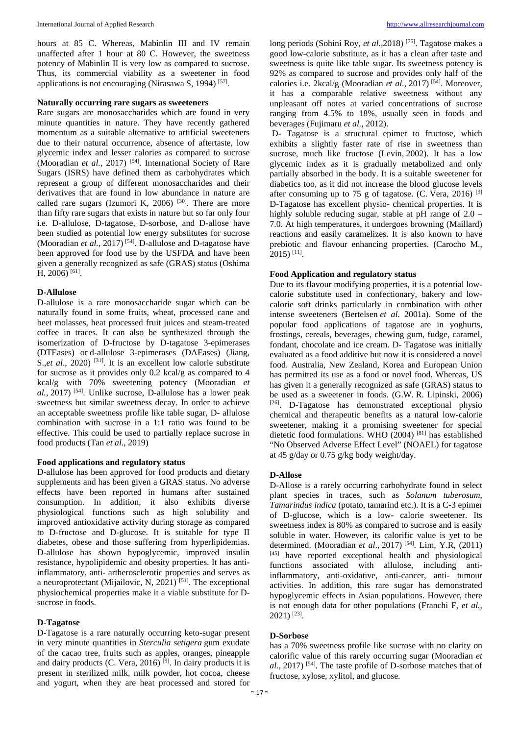hours at 85 C. Whereas, Mabinlin III and IV remain unaffected after 1 hour at 80 C. However, the sweetness potency of Mabinlin II is very low as compared to sucrose. Thus, its commercial viability as a sweetener in food applications is not encouraging (Nirasawa S, 1994) [57].

### Naturally occurring rare sugars as sweeteners

Rare sugars are monosaccharides which are found in very minute quantities in nature. They have recently gathered momentum as a suitable alternative to artificial sweeteners due to their natural occurrence, absence of aftertaste, low glycemic index and lesser calories as compared to sucrose (Mooradian *et al.,* 2017) [54]. International Society of Rare Sugars (ISRS) have defined them as carbohydrates which represent a group of different monosaccharides and their derivatives that are found in low abundance in nature are called rare sugars (Izumori K, 2006) [30]. There are more than fifty rare sugars that exists in nature but so far only four i.e. D-allulose, D-tagatose, D-sorbose, and D-allose have been studied as potential low energy substitutes for sucrose (Mooradian *et al.,* 2017) [54]. D-allulose and D-tagatose have been approved for food use by the USFDA and have been given a generally recognized as safe (GRAS) status (Oshima H, 2006) [61].

### D-Allulose

D-allulose is a rare monosaccharide sugar which can be naturally found in some fruits, wheat, processed cane and beet molasses, heat processed fruit juices and steam-treated coffee in traces. It can also be synthesized through the isomerization of D-fructose by D-tagatose 3-epimerases (DTEases) or d-allulose 3-epimerases (DAEases) (Jiang, S.,*et al*., 2020) [31]. It is an excellent low calorie substitute for sucrose as it provides only 0.2 kcal/g as compared to 4 kcal/g with 70% sweetening potency (Mooradian *et al.,* 2017) [54]. Unlike sucrose, D-allulose has a lower peak sweetness but similar sweetness decay. In order to achieve an acceptable sweetness profile like table sugar, D- allulose combination with sucrose in a 1:1 ratio was found to be effective. This could be used to partially replace sucrose in food products (Tan *et al*., 2019)

### Food applications and regulatory status

D-allulose has been approved for food products and dietary supplements and has been given a GRAS status. No adverse effects have been reported in humans after sustained consumption. In addition, it also exhibits diverse physiological functions such as high solubility and improved antioxidative activity during storage as compared to D-fructose and D-glucose. It is suitable for type II diabetes, obese and those suffering from hyperlipidemias. D-allulose has shown hypoglycemic, improved insulin resistance, hypolipidemic and obesity properties. It has anti-inflammatory, anti- artherosclerotic properties and serves as a neuroprotectant (Mijailovic, N, 2021) [51]. The exceptional physiochemical properties make it a viable substitute for D-sucrose in foods.

### D-Tagatose

D-Tagatose is a rare naturally occurring keto-sugar present in very minute quantities in *Sterculia setigera* gum exudate of the cacao tree, fruits such as apples, oranges, pineapple and dairy products (C. Vera, 2016) [9]. In dairy products it is present in sterilized milk, milk powder, hot cocoa, cheese and yogurt, when they are heat processed and stored for long periods (Sohini Roy, *et al.,*2018) [75]. Tagatose makes a good low-calorie substitute, as it has a clean after taste and sweetness is quite like table sugar. Its sweetness potency is 92% as compared to sucrose and provides only half of the calories i.e. 2kcal/g (Mooradian *et al.,* 2017) [54]. Moreover, it has a comparable relative sweetness without any unpleasant off notes at varied concentrations of sucrose ranging from 4.5% to 18%, usually seen in foods and beverages (Fujimaru *et al.,* 2012).

D- Tagatose is a structural epimer to fructose, which exhibits a slightly faster rate of rise in sweetness than sucrose, much like fructose (Levin, 2002). It has a low glycemic index as it is gradually metabolized and only partially absorbed in the body. It is a suitable sweetener for diabetics too, as it did not increase the blood glucose levels after consuming up to 75 g of tagatose. (C. Vera, 2016) [9] D-Tagatose has excellent physio- chemical properties. It is highly soluble reducing sugar, stable at pH range of 2.0 – 7.0. At high temperatures, it undergoes browning (Maillard) reactions and easily caramelizes. It is also known to have prebiotic and flavour enhancing properties. (Carocho M., 2015) [11].

### Food Application and regulatory status

Due to its flavour modifying properties, it is a potential low-calorie substitute used in confectionary, bakery and low-calorie soft drinks particularly in combination with other intense sweeteners (Bertelsen *et al.* 2001a). Some of the popular food applications of tagatose are in yoghurts, frostings, cereals, beverages, chewing gum, fudge, caramel, fondant, chocolate and ice cream. D- Tagatose was initially evaluated as a food additive but now it is considered a novel food. Australia, New Zealand, Korea and European Union has permitted its use as a food or novel food. Whereas, US has given it a generally recognized as safe (GRAS) status to be used as a sweetener in foods. (G.W. R. Lipinski, 2006) [26]. D-Tagatose has demonstrated exceptional physio chemical and therapeutic benefits as a natural low-calorie sweetener, making it a promising sweetener for special dietetic food formulations. WHO (2004) [81] has established "No Observed Adverse Effect Level" (NOAEL) for tagatose at 45 g/day or 0.75 g/kg body weight/day.

### D-Allose

D-Allose is a rarely occurring carbohydrate found in select plant species in traces, such as *Solanum tuberosum, Tamarindus indica* (potato, tamarind etc.). It is a C-3 epimer of D-glucose, which is a low- calorie sweetener. Its sweetness index is 80% as compared to sucrose and is easily soluble in water. However, its calorific value is yet to be determined. (Mooradian *et al*., 2017) [54]. Lim, Y.R, (2011) [45] have reported exceptional health and physiological functions associated with allulose, including anti-inflammatory, anti-oxidative, anti-cancer, anti- tumour activities. In addition, this rare sugar has demonstrated hypoglycemic effects in Asian populations. However, there is not enough data for other populations (Franchi F, *et al.,* 2021) [23].

### D-Sorbose

has a 70% sweetness profile like sucrose with no clarity on calorific value of this rarely occurring sugar (Mooradian *et al*., 2017) [54]. The taste profile of D-sorbose matches that of fructose, xylose, xylitol, and glucose.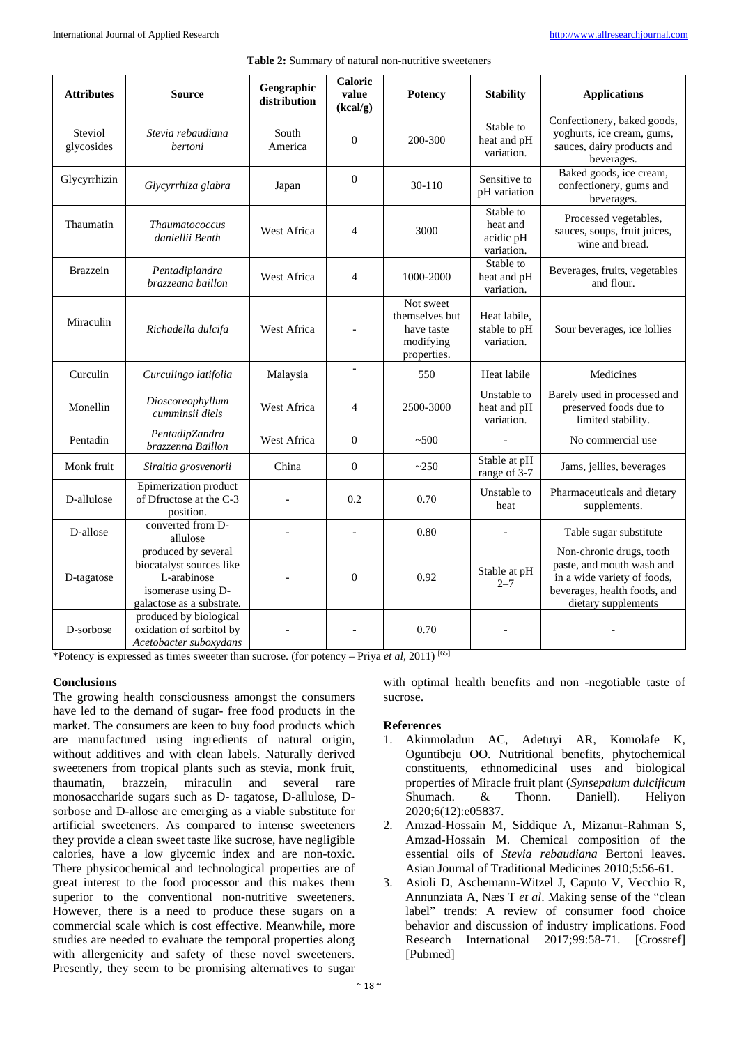**Table 2:** Summary of natural non-nutritive sweeteners

| Attributes | Source | Geographic distribution | Caloric value (kcal/g) | Potency | Stability | Applications |
|---|---|---|---|---|---|---|
| Steviol glycosides | *Stevia rebaudiana bertoni* | South America | 0 | 200-300 | Stable to heat and pH variation. | Confectionery, baked goods, yoghurts, ice cream, gums, sauces, dairy products and beverages. |
| Glycyrrhizin | *Glycyrrhiza glabra* | Japan | 0 | 30-110 | Sensitive to pH variation | Baked goods, ice cream, confectionery, gums and beverages. |
| Thaumatin | *Thaumatococcus daniellii Benth* | West Africa | 4 | 3000 | Stable to heat and acidic pH variation. | Processed vegetables, sauces, soups, fruit juices, wine and bread. |
| Brazzein | *Pentadiplandra brazzeana baillon* | West Africa | 4 | 1000-2000 | Stable to heat and pH variation. | Beverages, fruits, vegetables and flour. |
| Miraculin | *Richadella dulcifa* | West Africa | - | Not sweet themselves but have taste modifying properties. | Heat labile, stable to pH variation. | Sour beverages, ice lollies |
| Curculin | *Curculingo latifolia* | Malaysia | - | 550 | Heat labile | Medicines |
| Monellin | *Dioscoreophyllum cumminsii diels* | West Africa | 4 | 2500-3000 | Unstable to heat and pH variation. | Barely used in processed and preserved foods due to limited stability. |
| Pentadin | *PentadipZandra brazzenna Baillon* | West Africa | 0 | ~500 | - | No commercial use |
| Monk fruit | *Siraitia grosvenorii* | China | 0 | ~250 | Stable at pH range of 3-7 | Jams, jellies, beverages |
| D-allulose | Epimerization product of Dfructose at the C-3 position. | - | 0.2 | 0.70 | Unstable to heat | Pharmaceuticals and dietary supplements. |
| D-allose | converted from D-allulose | - | - | 0.80 | - | Table sugar substitute |
| D-tagatose | produced by several biocatalyst sources like L-arabinose isomerase using D-galactose as a substrate. | - | 0 | 0.92 | Stable at pH 2–7 | Non-chronic drugs, tooth paste, and mouth wash and in a wide variety of foods, beverages, health foods, and dietary supplements |
| D-sorbose | produced by biological oxidation of sorbitol by *Acetobacter suboxydans* | - | - | 0.70 | - | - |

*Potency is expressed as times sweeter than sucrose. (for potency – Priya *et al*, 2011) [65]

## Conclusions

The growing health consciousness amongst the consumers have led to the demand of sugar- free food products in the market. The consumers are keen to buy food products which are manufactured using ingredients of natural origin, without additives and with clean labels. Naturally derived sweeteners from tropical plants such as stevia, monk fruit, thaumatin, brazzein, miraculin and several rare monosaccharide sugars such as D- tagatose, D-allulose, D-sorbose and D-allose are emerging as a viable substitute for artificial sweeteners. As compared to intense sweeteners they provide a clean sweet taste like sucrose, have negligible calories, have a low glycemic index and are non-toxic. There physicochemical and technological properties are of great interest to the food processor and this makes them superior to the conventional non-nutritive sweeteners. However, there is a need to produce these sugars on a commercial scale which is cost effective. Meanwhile, more studies are needed to evaluate the temporal properties along with allergenicity and safety of these novel sweeteners. Presently, they seem to be promising alternatives to sugar with optimal health benefits and non -negotiable taste of sucrose.

## References

1. Akinmoladun AC, Adetuyi AR, Komolafe K, Oguntibeju OO. Nutritional benefits, phytochemical constituents, ethnomedicinal uses and biological properties of Miracle fruit plant (*Synsepalum dulcificum* Shumach. & Thonn. Daniell). Heliyon 2020;6(12):e05837.
2. Amzad-Hossain M, Siddique A, Mizanur-Rahman S, Amzad-Hossain M. Chemical composition of the essential oils of *Stevia rebaudiana* Bertoni leaves. Asian Journal of Traditional Medicines 2010;5:56-61.
3. Asioli D, Aschemann-Witzel J, Caputo V, Vecchio R, Annunziata A, Næs T *et al*. Making sense of the "clean label" trends: A review of consumer food choice behavior and discussion of industry implications. Food Research International 2017;99:58-71. [Crossref] [Pubmed]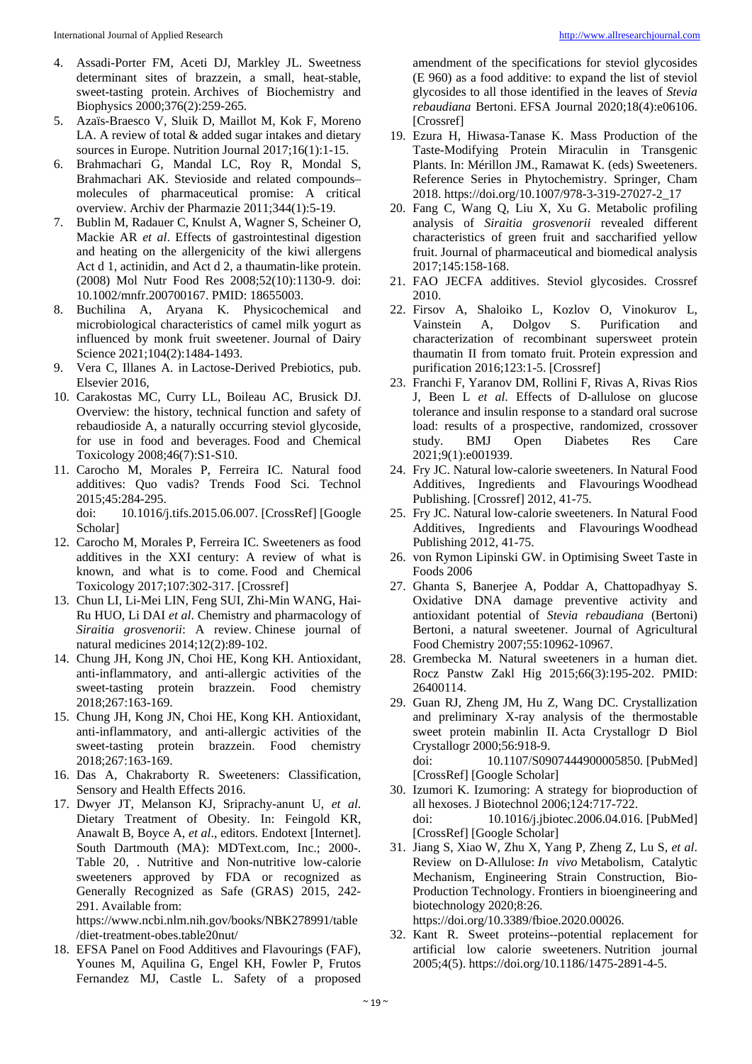4. Assadi-Porter FM, Aceti DJ, Markley JL. Sweetness determinant sites of brazzein, a small, heat-stable, sweet-tasting protein. Archives of Biochemistry and Biophysics 2000;376(2):259-265.
5. Azaïs-Braesco V, Sluik D, Maillot M, Kok F, Moreno LA. A review of total & added sugar intakes and dietary sources in Europe. Nutrition Journal 2017;16(1):1-15.
6. Brahmachari G, Mandal LC, Roy R, Mondal S, Brahmachari AK. Stevioside and related compounds–molecules of pharmaceutical promise: A critical overview. Archiv der Pharmazie 2011;344(1):5-19.
7. Bublin M, Radauer C, Knulst A, Wagner S, Scheiner O, Mackie AR *et al*. Effects of gastrointestinal digestion and heating on the allergenicity of the kiwi allergens Act d 1, actinidin, and Act d 2, a thaumatin-like protein. (2008) Mol Nutr Food Res 2008;52(10):1130-9. doi: 10.1002/mnfr.200700167. PMID: 18655003.
8. Buchilina A, Aryana K. Physicochemical and microbiological characteristics of camel milk yogurt as influenced by monk fruit sweetener. Journal of Dairy Science 2021;104(2):1484-1493.
9. Vera C, Illanes A. in Lactose-Derived Prebiotics, pub. Elsevier 2016,
10. Carakostas MC, Curry LL, Boileau AC, Brusick DJ. Overview: the history, technical function and safety of rebaudioside A, a naturally occurring steviol glycoside, for use in food and beverages. Food and Chemical Toxicology 2008;46(7):S1-S10.
11. Carocho M, Morales P, Ferreira IC. Natural food additives: Quo vadis? Trends Food Sci. Technol 2015;45:284-295. doi: 10.1016/j.tifs.2015.06.007. [CrossRef] [Google Scholar]
12. Carocho M, Morales P, Ferreira IC. Sweeteners as food additives in the XXI century: A review of what is known, and what is to come. Food and Chemical Toxicology 2017;107:302-317. [Crossref]
13. Chun LI, Li-Mei LIN, Feng SUI, Zhi-Min WANG, Hai-Ru HUO, Li DAI *et al*. Chemistry and pharmacology of *Siraitia grosvenorii*: A review. Chinese journal of natural medicines 2014;12(2):89-102.
14. Chung JH, Kong JN, Choi HE, Kong KH. Antioxidant, anti-inflammatory, and anti-allergic activities of the sweet-tasting protein brazzein. Food chemistry 2018;267:163-169.
15. Chung JH, Kong JN, Choi HE, Kong KH. Antioxidant, anti-inflammatory, and anti-allergic activities of the sweet-tasting protein brazzein. Food chemistry 2018;267:163-169.
16. Das A, Chakraborty R. Sweeteners: Classification, Sensory and Health Effects 2016.
17. Dwyer JT, Melanson KJ, Sriprachy-anunt U, *et al*. Dietary Treatment of Obesity. In: Feingold KR, Anawalt B, Boyce A, *et al*., editors. Endotext [Internet]. South Dartmouth (MA): MDText.com, Inc.; 2000-. Table 20, . Nutritive and Non-nutritive low-calorie sweeteners approved by FDA or recognized as Generally Recognized as Safe (GRAS) 2015, 242-291. Available from: https://www.ncbi.nlm.nih.gov/books/NBK278991/table/diet-treatment-obes.table20nut/
18. EFSA Panel on Food Additives and Flavourings (FAF), Younes M, Aquilina G, Engel KH, Fowler P, Frutos Fernandez MJ, Castle L. Safety of a proposed amendment of the specifications for steviol glycosides (E 960) as a food additive: to expand the list of steviol glycosides to all those identified in the leaves of *Stevia rebaudiana* Bertoni. EFSA Journal 2020;18(4):e06106. [Crossref]
19. Ezura H, Hiwasa-Tanase K. Mass Production of the Taste-Modifying Protein Miraculin in Transgenic Plants. In: Mérillon JM., Ramawat K. (eds) Sweeteners. Reference Series in Phytochemistry. Springer, Cham 2018. https://doi.org/10.1007/978-3-319-27027-2_17
20. Fang C, Wang Q, Liu X, Xu G. Metabolic profiling analysis of *Siraitia grosvenorii* revealed different characteristics of green fruit and saccharified yellow fruit. Journal of pharmaceutical and biomedical analysis 2017;145:158-168.
21. FAO JECFA additives. Steviol glycosides. Crossref 2010.
22. Firsov A, Shaloiko L, Kozlov O, Vinokurov L, Vainstein A, Dolgov S. Purification and characterization of recombinant supersweet protein thaumatin II from tomato fruit. Protein expression and purification 2016;123:1-5. [Crossref]
23. Franchi F, Yaranov DM, Rollini F, Rivas A, Rivas Rios J, Been L *et al*. Effects of D-allulose on glucose tolerance and insulin response to a standard oral sucrose load: results of a prospective, randomized, crossover study. BMJ Open Diabetes Res Care 2021;9(1):e001939.
24. Fry JC. Natural low-calorie sweeteners. In Natural Food Additives, Ingredients and Flavourings Woodhead Publishing. [Crossref] 2012, 41-75.
25. Fry JC. Natural low-calorie sweeteners. In Natural Food Additives, Ingredients and Flavourings Woodhead Publishing 2012, 41-75.
26. von Rymon Lipinski GW. in Optimising Sweet Taste in Foods 2006
27. Ghanta S, Banerjee A, Poddar A, Chattopadhyay S. Oxidative DNA damage preventive activity and antioxidant potential of *Stevia rebaudiana* (Bertoni) Bertoni, a natural sweetener. Journal of Agricultural Food Chemistry 2007;55:10962-10967.
28. Grembecka M. Natural sweeteners in a human diet. Rocz Panstw Zakl Hig 2015;66(3):195-202. PMID: 26400114.
29. Guan RJ, Zheng JM, Hu Z, Wang DC. Crystallization and preliminary X-ray analysis of the thermostable sweet protein mabinlin II. Acta Crystallogr D Biol Crystallogr 2000;56:918-9. doi: 10.1107/S0907444900005850. [PubMed] [CrossRef] [Google Scholar]
30. Izumori K. Izumoring: A strategy for bioproduction of all hexoses. J Biotechnol 2006;124:717-722. doi: 10.1016/j.jbiotec.2006.04.016. [PubMed] [CrossRef] [Google Scholar]
31. Jiang S, Xiao W, Zhu X, Yang P, Zheng Z, Lu S, *et al*. Review on D-Allulose: *In vivo* Metabolism, Catalytic Mechanism, Engineering Strain Construction, Bio-Production Technology. Frontiers in bioengineering and biotechnology 2020;8:26. https://doi.org/10.3389/fbioe.2020.00026.
32. Kant R. Sweet proteins--potential replacement for artificial low calorie sweeteners. Nutrition journal 2005;4(5). https://doi.org/10.1186/1475-2891-4-5.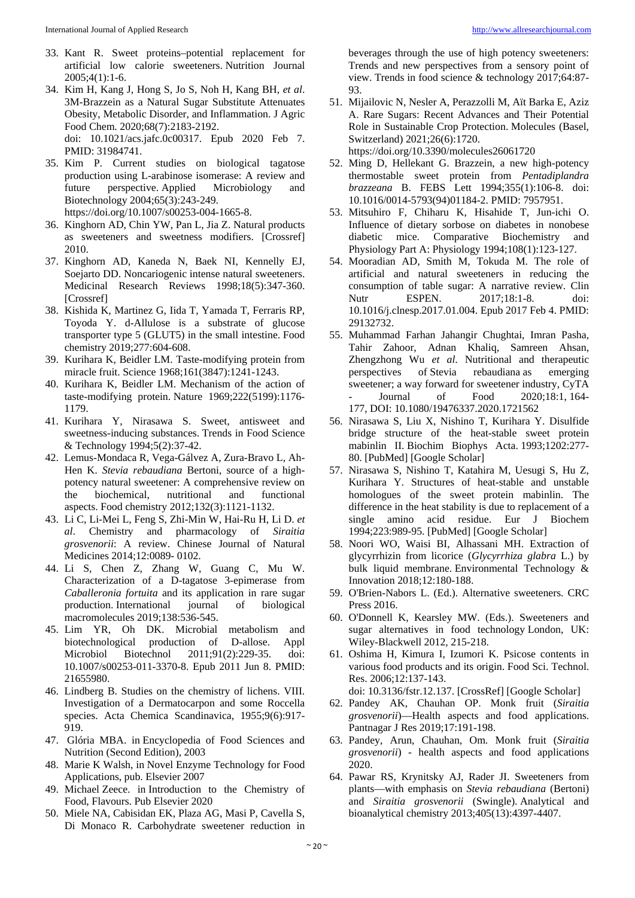33. Kant R. Sweet proteins–potential replacement for artificial low calorie sweeteners. Nutrition Journal 2005;4(1):1-6.
34. Kim H, Kang J, Hong S, Jo S, Noh H, Kang BH, *et al*. 3M-Brazzein as a Natural Sugar Substitute Attenuates Obesity, Metabolic Disorder, and Inflammation. J Agric Food Chem. 2020;68(7):2183-2192. doi: 10.1021/acs.jafc.0c00317. Epub 2020 Feb 7. PMID: 31984741.
35. Kim P. Current studies on biological tagatose production using L-arabinose isomerase: A review and future perspective. Applied Microbiology and Biotechnology 2004;65(3):243-249. https://doi.org/10.1007/s00253-004-1665-8.
36. Kinghorn AD, Chin YW, Pan L, Jia Z. Natural products as sweeteners and sweetness modifiers. [Crossref] 2010.
37. Kinghorn AD, Kaneda N, Baek NI, Kennelly EJ, Soejarto DD. Noncariogenic intense natural sweeteners. Medicinal Research Reviews 1998;18(5):347-360. [Crossref]
38. Kishida K, Martinez G, Iida T, Yamada T, Ferraris RP, Toyoda Y. d-Allulose is a substrate of glucose transporter type 5 (GLUT5) in the small intestine. Food chemistry 2019;277:604-608.
39. Kurihara K, Beidler LM. Taste-modifying protein from miracle fruit. Science 1968;161(3847):1241-1243.
40. Kurihara K, Beidler LM. Mechanism of the action of taste-modifying protein. Nature 1969;222(5199):1176-1179.
41. Kurihara Y, Nirasawa S. Sweet, antisweet and sweetness-inducing substances. Trends in Food Science & Technology 1994;5(2):37-42.
42. Lemus-Mondaca R, Vega-Gálvez A, Zura-Bravo L, Ah-Hen K. *Stevia rebaudiana* Bertoni, source of a high-potency natural sweetener: A comprehensive review on the biochemical, nutritional and functional aspects. Food chemistry 2012;132(3):1121-1132.
43. Li C, Li-Mei L, Feng S, Zhi-Min W, Hai-Ru H, Li D. *et al*. Chemistry and pharmacology of *Siraitia grosvenorii*: A review. Chinese Journal of Natural Medicines 2014;12:0089- 0102.
44. Li S, Chen Z, Zhang W, Guang C, Mu W. Characterization of a D-tagatose 3-epimerase from *Caballeronia fortuita* and its application in rare sugar production. International journal of biological macromolecules 2019;138:536-545.
45. Lim YR, Oh DK. Microbial metabolism and biotechnological production of D-allose. Appl Microbiol Biotechnol 2011;91(2):229-35. doi: 10.1007/s00253-011-3370-8. Epub 2011 Jun 8. PMID: 21655980.
46. Lindberg B. Studies on the chemistry of lichens. VIII. Investigation of a Dermatocarpon and some Roccella species. Acta Chemica Scandinavica, 1955;9(6):917-919.
47. Glória MBA. in Encyclopedia of Food Sciences and Nutrition (Second Edition), 2003
48. Marie K Walsh, in Novel Enzyme Technology for Food Applications, pub. Elsevier 2007
49. Michael Zeece. in Introduction to the Chemistry of Food, Flavours. Pub Elsevier 2020
50. Miele NA, Cabisidan EK, Plaza AG, Masi P, Cavella S, Di Monaco R. Carbohydrate sweetener reduction in beverages through the use of high potency sweeteners: Trends and new perspectives from a sensory point of view. Trends in food science & technology 2017;64:87-93.
51. Mijailovic N, Nesler A, Perazzolli M, Aït Barka E, Aziz A. Rare Sugars: Recent Advances and Their Potential Role in Sustainable Crop Protection. Molecules (Basel, Switzerland) 2021;26(6):1720. https://doi.org/10.3390/molecules26061720
52. Ming D, Hellekant G. Brazzein, a new high-potency thermostable sweet protein from *Pentadiplandra brazzeana* B. FEBS Lett 1994;355(1):106-8. doi: 10.1016/0014-5793(94)01184-2. PMID: 7957951.
53. Mitsuhiro F, Chiharu K, Hisahide T, Jun-ichi O. Influence of dietary sorbose on diabetes in nonobese diabetic mice. Comparative Biochemistry and Physiology Part A: Physiology 1994;108(1):123-127.
54. Mooradian AD, Smith M, Tokuda M. The role of artificial and natural sweeteners in reducing the consumption of table sugar: A narrative review. Clin Nutr ESPEN. 2017;18:1-8. doi: 10.1016/j.clnesp.2017.01.004. Epub 2017 Feb 4. PMID: 29132732.
55. Muhammad Farhan Jahangir Chughtai, Imran Pasha, Tahir Zahoor, Adnan Khaliq, Samreen Ahsan, Zhengzhong Wu *et al*. Nutritional and therapeutic perspectives of Stevia rebaudiana as emerging sweetener; a way forward for sweetener industry, CyTA - Journal of Food 2020;18:1, 164-177, DOI: 10.1080/19476337.2020.1721562
56. Nirasawa S, Liu X, Nishino T, Kurihara Y. Disulfide bridge structure of the heat-stable sweet protein mabinlin II. Biochim Biophys Acta. 1993;1202:277-80. [PubMed] [Google Scholar]
57. Nirasawa S, Nishino T, Katahira M, Uesugi S, Hu Z, Kurihara Y. Structures of heat-stable and unstable homologues of the sweet protein mabinlin. The difference in the heat stability is due to replacement of a single amino acid residue. Eur J Biochem 1994;223:989-95. [PubMed] [Google Scholar]
58. Noori WO, Waisi BI, Alhassani MH. Extraction of glycyrrhizin from licorice (*Glycyrrhiza glabra* L.) by bulk liquid membrane. Environmental Technology & Innovation 2018;12:180-188.
59. O'Brien-Nabors L. (Ed.). Alternative sweeteners. CRC Press 2016.
60. O'Donnell K, Kearsley MW. (Eds.). Sweeteners and sugar alternatives in food technology London, UK: Wiley-Blackwell 2012, 215-218.
61. Oshima H, Kimura I, Izumori K. Psicose contents in various food products and its origin. Food Sci. Technol. Res. 2006;12:137-143. doi: 10.3136/fstr.12.137. [CrossRef] [Google Scholar]
62. Pandey AK, Chauhan OP. Monk fruit (*Siraitia grosvenorii*)—Health aspects and food applications. Pantnagar J Res 2019;17:191-198.
63. Pandey, Arun, Chauhan, Om. Monk fruit (*Siraitia grosvenorii*) - health aspects and food applications 2020.
64. Pawar RS, Krynitsky AJ, Rader JI. Sweeteners from plants—with emphasis on *Stevia rebaudiana* (Bertoni) and *Siraitia grosvenorii* (Swingle). Analytical and bioanalytical chemistry 2013;405(13):4397-4407.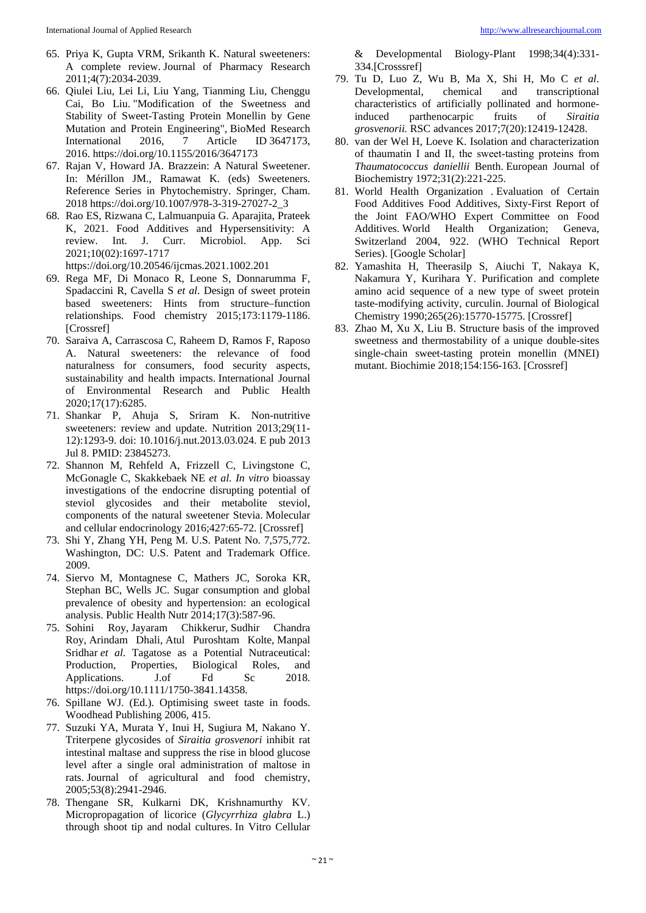65. Priya K, Gupta VRM, Srikanth K. Natural sweeteners: A complete review. Journal of Pharmacy Research 2011;4(7):2034-2039.
66. Qiulei Liu, Lei Li, Liu Yang, Tianming Liu, Chenggu Cai, Bo Liu. "Modification of the Sweetness and Stability of Sweet-Tasting Protein Monellin by Gene Mutation and Protein Engineering", BioMed Research International 2016, 7 Article ID 3647173, 2016. https://doi.org/10.1155/2016/3647173
67. Rajan V, Howard JA. Brazzein: A Natural Sweetener. In: Mérillon JM., Ramawat K. (eds) Sweeteners. Reference Series in Phytochemistry. Springer, Cham. 2018 https://doi.org/10.1007/978-3-319-27027-2_3
68. Rao ES, Rizwana C, Lalmuanpuia G. Aparajita, Prateek K, 2021. Food Additives and Hypersensitivity: A review. Int. J. Curr. Microbiol. App. Sci 2021;10(02):1697-1717 https://doi.org/10.20546/ijcmas.2021.1002.201
69. Rega MF, Di Monaco R, Leone S, Donnarumma F, Spadaccini R, Cavella S *et al*. Design of sweet protein based sweeteners: Hints from structure–function relationships. Food chemistry 2015;173:1179-1186. [Crossref]
70. Saraiva A, Carrascosa C, Raheem D, Ramos F, Raposo A. Natural sweeteners: the relevance of food naturalness for consumers, food security aspects, sustainability and health impacts. International Journal of Environmental Research and Public Health 2020;17(17):6285.
71. Shankar P, Ahuja S, Sriram K. Non-nutritive sweeteners: review and update. Nutrition 2013;29(11-12):1293-9. doi: 10.1016/j.nut.2013.03.024. E pub 2013 Jul 8. PMID: 23845273.
72. Shannon M, Rehfeld A, Frizzell C, Livingstone C, McGonagle C, Skakkebaek NE *et al*. *In vitro* bioassay investigations of the endocrine disrupting potential of steviol glycosides and their metabolite steviol, components of the natural sweetener Stevia. Molecular and cellular endocrinology 2016;427:65-72. [Crossref]
73. Shi Y, Zhang YH, Peng M. U.S. Patent No. 7,575,772. Washington, DC: U.S. Patent and Trademark Office. 2009.
74. Siervo M, Montagnese C, Mathers JC, Soroka KR, Stephan BC, Wells JC. Sugar consumption and global prevalence of obesity and hypertension: an ecological analysis. Public Health Nutr 2014;17(3):587-96.
75. Sohini Roy, Jayaram Chikkerur, Sudhir Chandra Roy, Arindam Dhali, Atul Puroshtam Kolte, Manpal Sridhar *et al*. Tagatose as a Potential Nutraceutical: Production, Properties, Biological Roles, and Applications. J.of Fd Sc 2018. https://doi.org/10.1111/1750-3841.14358.
76. Spillane WJ. (Ed.). Optimising sweet taste in foods. Woodhead Publishing 2006, 415.
77. Suzuki YA, Murata Y, Inui H, Sugiura M, Nakano Y. Triterpene glycosides of *Siraitia grosvenori* inhibit rat intestinal maltase and suppress the rise in blood glucose level after a single oral administration of maltose in rats. Journal of agricultural and food chemistry, 2005;53(8):2941-2946.
78. Thengane SR, Kulkarni DK, Krishnamurthy KV. Micropropagation of licorice (*Glycyrrhiza glabra* L.) through shoot tip and nodal cultures. In Vitro Cellular & Developmental Biology-Plant 1998;34(4):331-334.[Crosssref]
79. Tu D, Luo Z, Wu B, Ma X, Shi H, Mo C *et al*. Developmental, chemical and transcriptional characteristics of artificially pollinated and hormone-induced parthenocarpic fruits of *Siraitia grosvenorii.* RSC advances 2017;7(20):12419-12428.
80. van der Wel H, Loeve K. Isolation and characterization of thaumatin I and II, the sweet-tasting proteins from *Thaumatococcus daniellii* Benth. European Journal of Biochemistry 1972;31(2):221-225.
81. World Health Organization . Evaluation of Certain Food Additives Food Additives, Sixty-First Report of the Joint FAO/WHO Expert Committee on Food Additives. World Health Organization; Geneva, Switzerland 2004, 922. (WHO Technical Report Series). [Google Scholar]
82. Yamashita H, Theerasilp S, Aiuchi T, Nakaya K, Nakamura Y, Kurihara Y. Purification and complete amino acid sequence of a new type of sweet protein taste-modifying activity, curculin. Journal of Biological Chemistry 1990;265(26):15770-15775. [Crossref]
83. Zhao M, Xu X, Liu B. Structure basis of the improved sweetness and thermostability of a unique double-sites single-chain sweet-tasting protein monellin (MNEI) mutant. Biochimie 2018;154:156-163. [Crossref]